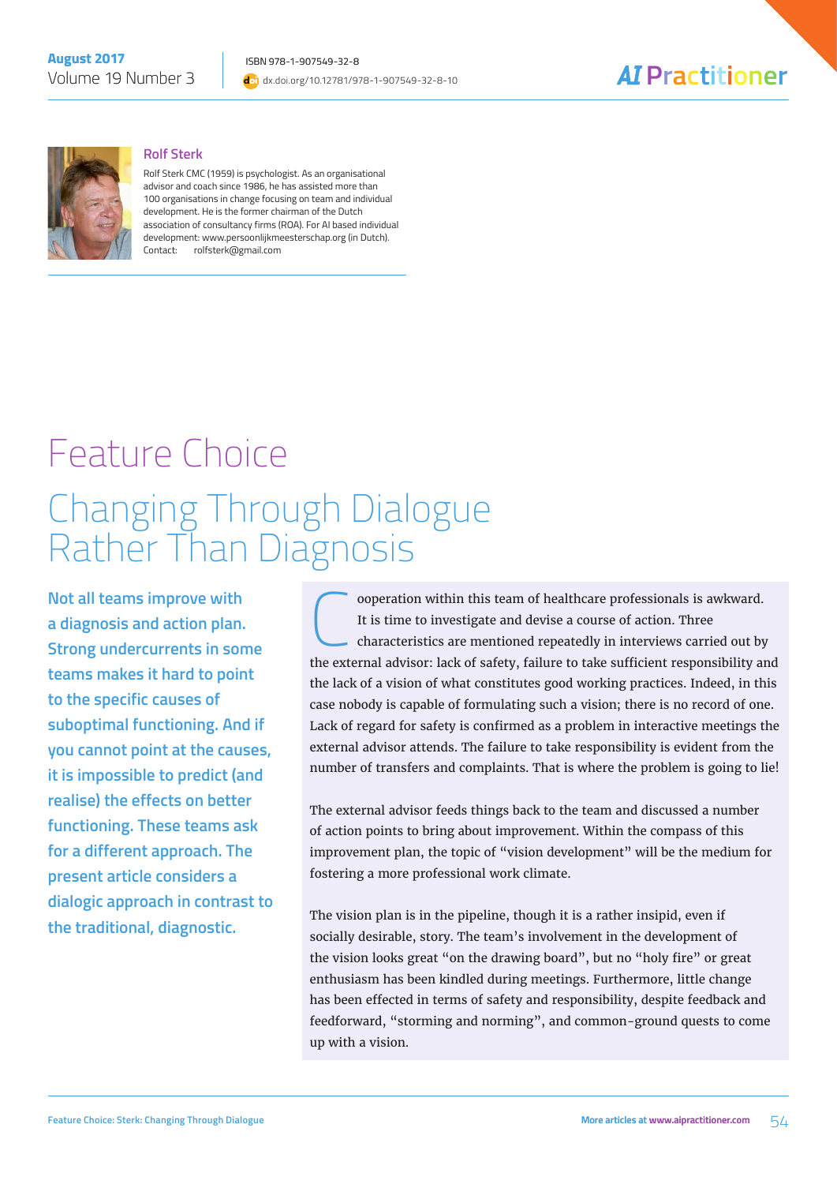## Rolf Sterk

Rolf Sterk CMC (1959) is psychologist. As an organisational advisor and coach since 1986, he has assisted more than 100 organisations in change focusing on team and individual development. He is the former chairman of the Dutch association of consultancy firms (ROA). For AI based individual development: www.persoonlijkmeesterschap.org (in Dutch).
Contact: rolfsterk@gmail.com

# Feature Choice

# Changing Through Dialogue Rather Than Diagnosis

**Not all teams improve with a diagnosis and action plan. Strong undercurrents in some teams makes it hard to point to the specific causes of suboptimal functioning. And if you cannot point at the causes, it is impossible to predict (and realise) the effects on better functioning. These teams ask for a different approach. The present article considers a dialogic approach in contrast to the traditional, diagnostic.**

Cooperation within this team of healthcare professionals is awkward. It is time to investigate and devise a course of action. Three characteristics are mentioned repeatedly in interviews carried out by the external advisor: lack of safety, failure to take sufficient responsibility and the lack of a vision of what constitutes good working practices. Indeed, in this case nobody is capable of formulating such a vision; there is no record of one. Lack of regard for safety is confirmed as a problem in interactive meetings the external advisor attends. The failure to take responsibility is evident from the number of transfers and complaints. That is where the problem is going to lie!

The external advisor feeds things back to the team and discussed a number of action points to bring about improvement. Within the compass of this improvement plan, the topic of "vision development" will be the medium for fostering a more professional work climate.

The vision plan is in the pipeline, though it is a rather insipid, even if socially desirable, story. The team's involvement in the development of the vision looks great "on the drawing board", but no "holy fire" or great enthusiasm has been kindled during meetings. Furthermore, little change has been effected in terms of safety and responsibility, despite feedback and feedforward, "storming and norming", and common-ground quests to come up with a vision.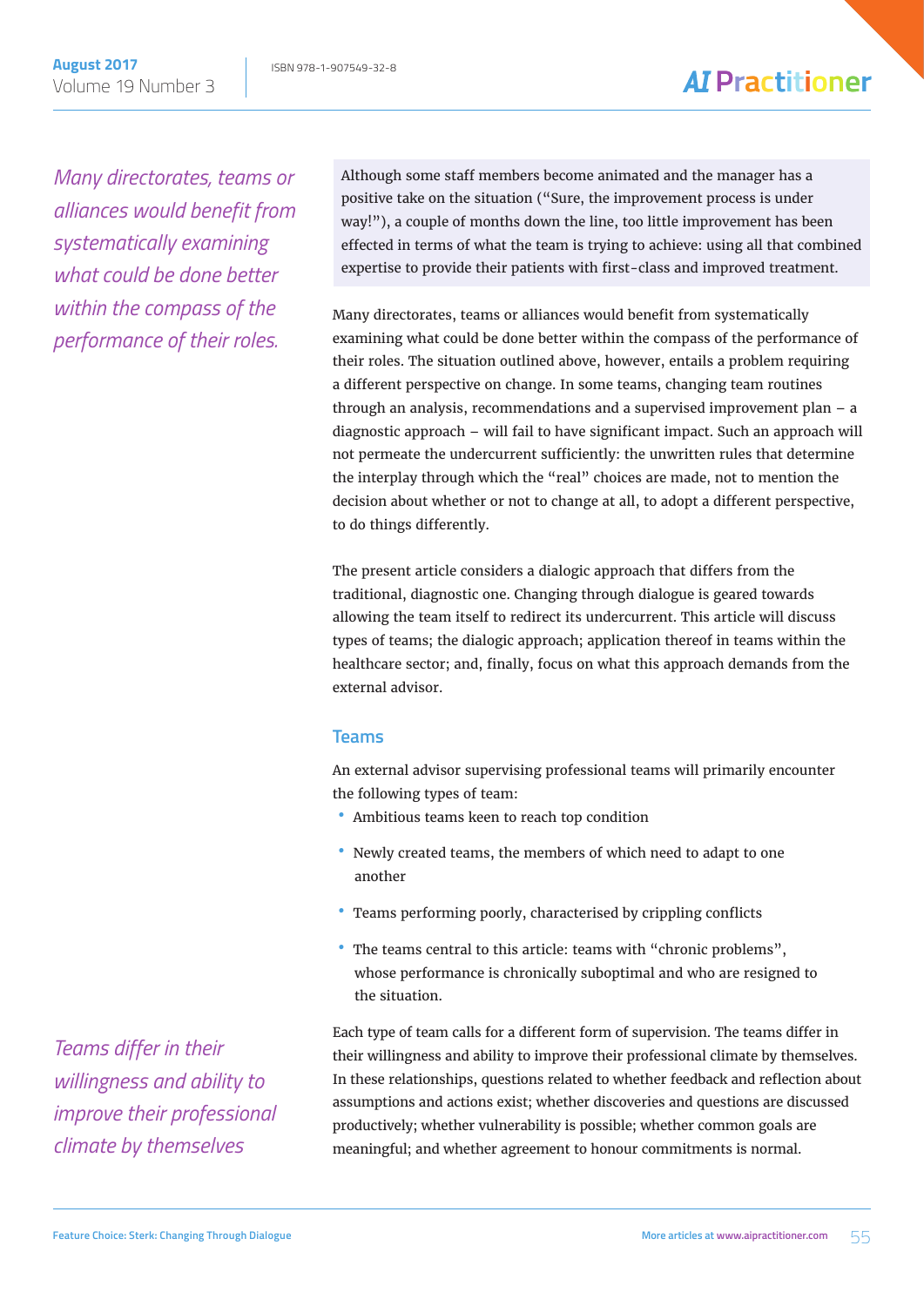*Many directorates, teams or alliances would benefit from systematically examining what could be done better within the compass of the performance of their roles.*

> Although some staff members become animated and the manager has a positive take on the situation ("Sure, the improvement process is under way!"), a couple of months down the line, too little improvement has been effected in terms of what the team is trying to achieve: using all that combined expertise to provide their patients with first-class and improved treatment.

Many directorates, teams or alliances would benefit from systematically examining what could be done better within the compass of the performance of their roles. The situation outlined above, however, entails a problem requiring a different perspective on change. In some teams, changing team routines through an analysis, recommendations and a supervised improvement plan – a diagnostic approach – will fail to have significant impact. Such an approach will not permeate the undercurrent sufficiently: the unwritten rules that determine the interplay through which the "real" choices are made, not to mention the decision about whether or not to change at all, to adopt a different perspective, to do things differently.

The present article considers a dialogic approach that differs from the traditional, diagnostic one. Changing through dialogue is geared towards allowing the team itself to redirect its undercurrent. This article will discuss types of teams; the dialogic approach; application thereof in teams within the healthcare sector; and, finally, focus on what this approach demands from the external advisor.

## Teams

An external advisor supervising professional teams will primarily encounter the following types of team:

- Ambitious teams keen to reach top condition
- Newly created teams, the members of which need to adapt to one another
- Teams performing poorly, characterised by crippling conflicts
- The teams central to this article: teams with "chronic problems", whose performance is chronically suboptimal and who are resigned to the situation.

*Teams differ in their willingness and ability to improve their professional climate by themselves*

Each type of team calls for a different form of supervision. The teams differ in their willingness and ability to improve their professional climate by themselves. In these relationships, questions related to whether feedback and reflection about assumptions and actions exist; whether discoveries and questions are discussed productively; whether vulnerability is possible; whether common goals are meaningful; and whether agreement to honour commitments is normal.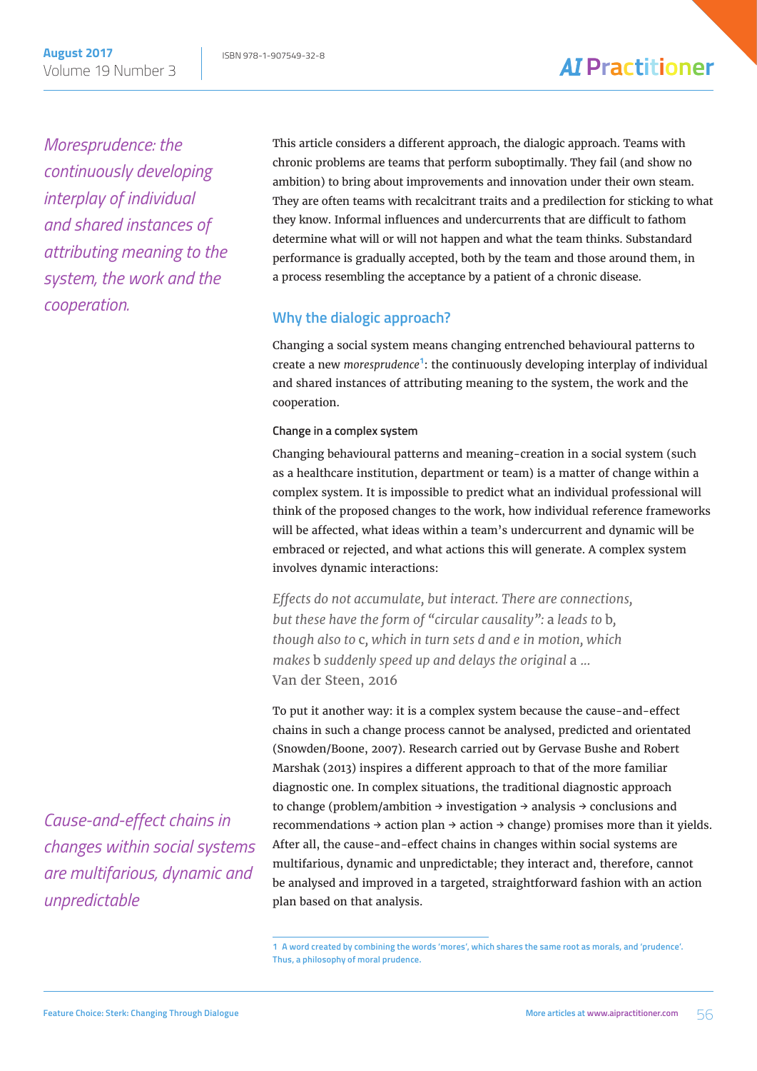*Moresprudence: the continuously developing interplay of individual and shared instances of attributing meaning to the system, the work and the cooperation.*

This article considers a different approach, the dialogic approach. Teams with chronic problems are teams that perform suboptimally. They fail (and show no ambition) to bring about improvements and innovation under their own steam. They are often teams with recalcitrant traits and a predilection for sticking to what they know. Informal influences and undercurrents that are difficult to fathom determine what will or will not happen and what the team thinks. Substandard performance is gradually accepted, both by the team and those around them, in a process resembling the acceptance by a patient of a chronic disease.

## Why the dialogic approach?

Changing a social system means changing entrenched behavioural patterns to create a new *moresprudence*[1]: the continuously developing interplay of individual and shared instances of attributing meaning to the system, the work and the cooperation.

### Change in a complex system

Changing behavioural patterns and meaning-creation in a social system (such as a healthcare institution, department or team) is a matter of change within a complex system. It is impossible to predict what an individual professional will think of the proposed changes to the work, how individual reference frameworks will be affected, what ideas within a team's undercurrent and dynamic will be embraced or rejected, and what actions this will generate. A complex system involves dynamic interactions:

> *Effects do not accumulate, but interact. There are connections, but these have the form of "circular causality":* a *leads to* b*, though also to* c*, which in turn sets d and e in motion, which makes* b *suddenly speed up and delays the original* a *...*
> Van der Steen, 2016

To put it another way: it is a complex system because the cause-and-effect chains in such a change process cannot be analysed, predicted and orientated (Snowden/Boone, 2007). Research carried out by Gervase Bushe and Robert Marshak (2013) inspires a different approach to that of the more familiar diagnostic one. In complex situations, the traditional diagnostic approach to change (problem/ambition → investigation → analysis → conclusions and recommendations → action plan → action → change) promises more than it yields. After all, the cause-and-effect chains in changes within social systems are multifarious, dynamic and unpredictable; they interact and, therefore, cannot be analysed and improved in a targeted, straightforward fashion with an action plan based on that analysis.

*Cause-and-effect chains in changes within social systems are multifarious, dynamic and unpredictable*

---

1 A word created by combining the words 'mores', which shares the same root as morals, and 'prudence'. Thus, a philosophy of moral prudence.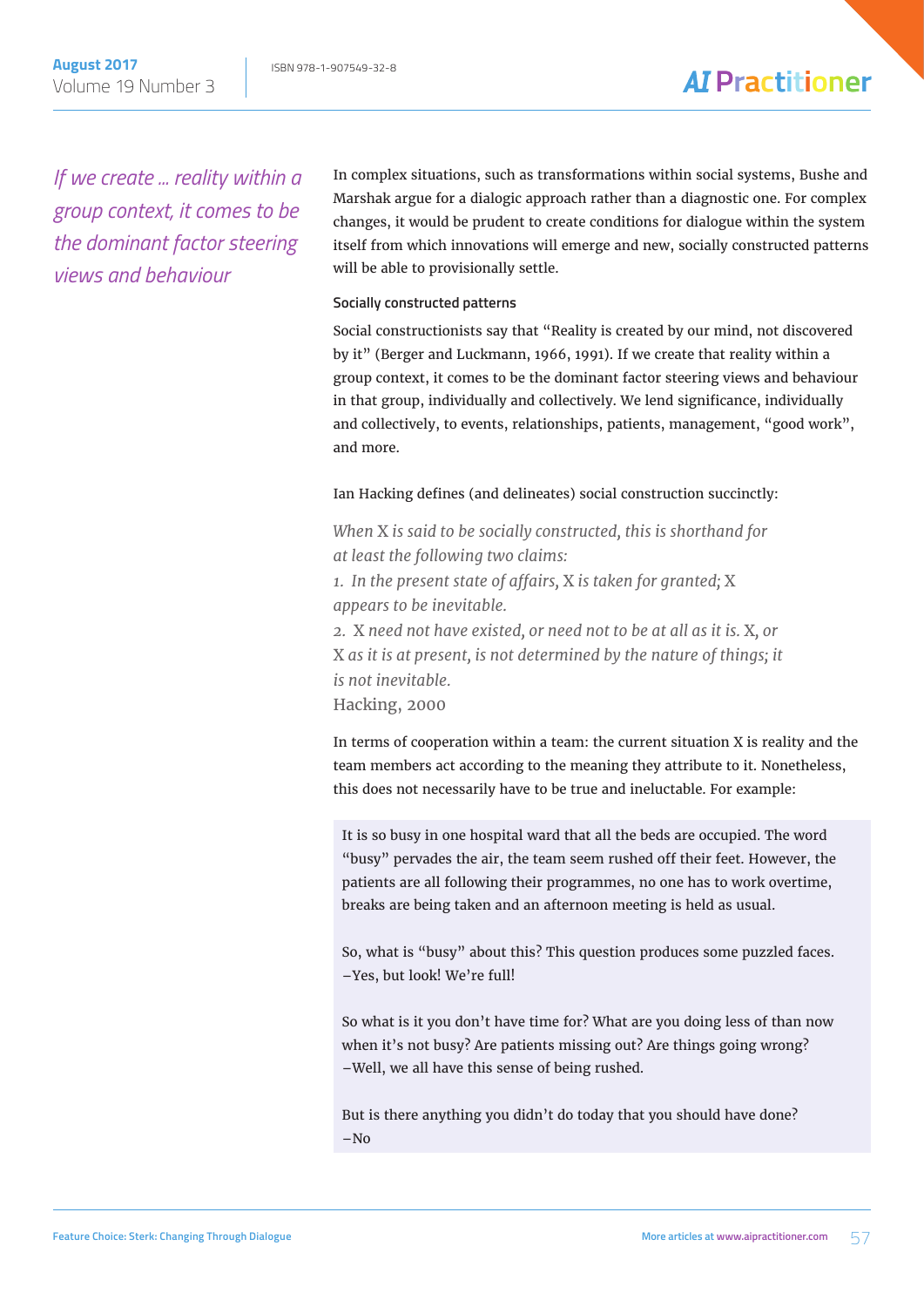*If we create ... reality within a group context, it comes to be the dominant factor steering views and behaviour*

In complex situations, such as transformations within social systems, Bushe and Marshak argue for a dialogic approach rather than a diagnostic one. For complex changes, it would be prudent to create conditions for dialogue within the system itself from which innovations will emerge and new, socially constructed patterns will be able to provisionally settle.

#### Socially constructed patterns

Social constructionists say that "Reality is created by our mind, not discovered by it" (Berger and Luckmann, 1966, 1991). If we create that reality within a group context, it comes to be the dominant factor steering views and behaviour in that group, individually and collectively. We lend significance, individually and collectively, to events, relationships, patients, management, "good work", and more.

Ian Hacking defines (and delineates) social construction succinctly:

> *When* X *is said to be socially constructed, this is shorthand for at least the following two claims:*
> *1. In the present state of affairs,* X *is taken for granted;* X *appears to be inevitable.*
> *2.* X *need not have existed, or need not to be at all as it is.* X*, or* X *as it is at present, is not determined by the nature of things; it is not inevitable.*
> Hacking, 2000

In terms of cooperation within a team: the current situation X is reality and the team members act according to the meaning they attribute to it. Nonetheless, this does not necessarily have to be true and ineluctable. For example:

> It is so busy in one hospital ward that all the beds are occupied. The word "busy" pervades the air, the team seem rushed off their feet. However, the patients are all following their programmes, no one has to work overtime, breaks are being taken and an afternoon meeting is held as usual.
>
> So, what is "busy" about this? This question produces some puzzled faces.
> –Yes, but look! We're full!
>
> So what is it you don't have time for? What are you doing less of than now when it's not busy? Are patients missing out? Are things going wrong?
> –Well, we all have this sense of being rushed.
>
> But is there anything you didn't do today that you should have done?
> –No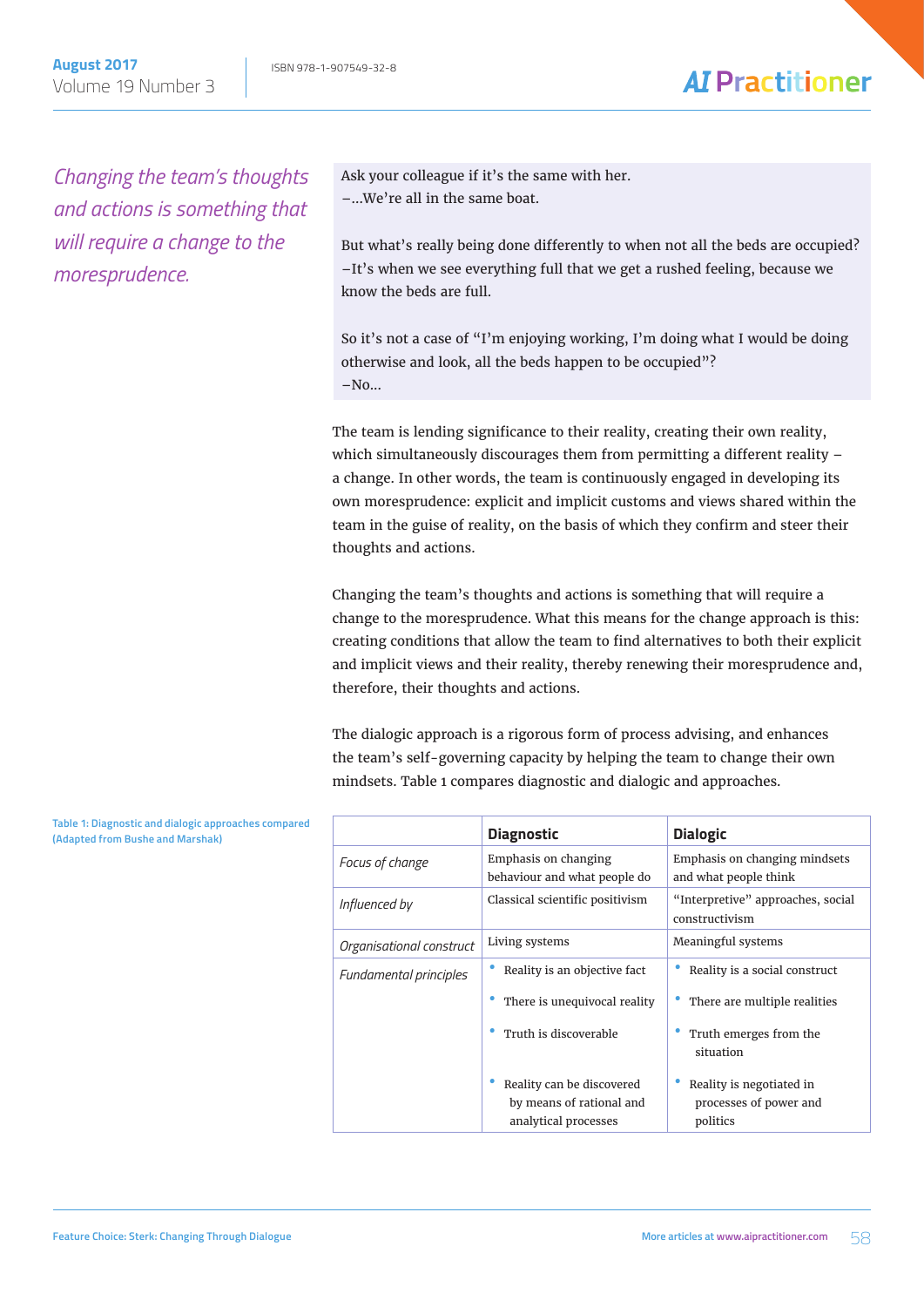*Changing the team's thoughts and actions is something that will require a change to the moresprudence.*

Ask your colleague if it's the same with her.
–...We're all in the same boat.

But what's really being done differently to when not all the beds are occupied?
–It's when we see everything full that we get a rushed feeling, because we know the beds are full.

So it's not a case of "I'm enjoying working, I'm doing what I would be doing otherwise and look, all the beds happen to be occupied"?
–No...

The team is lending significance to their reality, creating their own reality, which simultaneously discourages them from permitting a different reality – a change. In other words, the team is continuously engaged in developing its own moresprudence: explicit and implicit customs and views shared within the team in the guise of reality, on the basis of which they confirm and steer their thoughts and actions.

Changing the team's thoughts and actions is something that will require a change to the moresprudence. What this means for the change approach is this: creating conditions that allow the team to find alternatives to both their explicit and implicit views and their reality, thereby renewing their moresprudence and, therefore, their thoughts and actions.

The dialogic approach is a rigorous form of process advising, and enhances the team's self-governing capacity by helping the team to change their own mindsets. Table 1 compares diagnostic and dialogic and approaches.

Table 1: Diagnostic and dialogic approaches compared (Adapted from Bushe and Marshak)

| | **Diagnostic** | **Dialogic** |
|---|---|---|
| *Focus of change* | Emphasis on changing behaviour and what people do | Emphasis on changing mindsets and what people think |
| *Influenced by* | Classical scientific positivism | "Interpretive" approaches, social constructivism |
| *Organisational construct* | Living systems | Meaningful systems |
| *Fundamental principles* | • Reality is an objective fact<br>• There is unequivocal reality<br>• Truth is discoverable<br>• Reality can be discovered by means of rational and analytical processes | • Reality is a social construct<br>• There are multiple realities<br>• Truth emerges from the situation<br>• Reality is negotiated in processes of power and politics |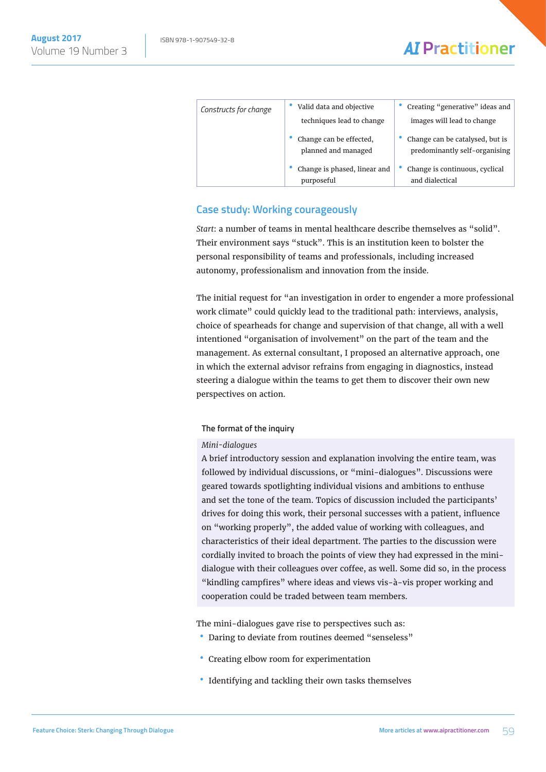| Constructs for change | • Valid data and objective techniques lead to change<br>• Change can be effected, planned and managed<br>• Change is phased, linear and purposeful | • Creating "generative" ideas and images will lead to change<br>• Change can be catalysed, but is predominantly self-organising<br>• Change is continuous, cyclical and dialectical |
|---|---|---|

## Case study: Working courageously

*Start*: a number of teams in mental healthcare describe themselves as "solid". Their environment says "stuck". This is an institution keen to bolster the personal responsibility of teams and professionals, including increased autonomy, professionalism and innovation from the inside.

The initial request for "an investigation in order to engender a more professional work climate" could quickly lead to the traditional path: interviews, analysis, choice of spearheads for change and supervision of that change, all with a well intentioned "organisation of involvement" on the part of the team and the management. As external consultant, I proposed an alternative approach, one in which the external advisor refrains from engaging in diagnostics, instead steering a dialogue within the teams to get them to discover their own new perspectives on action.

### The format of the inquiry

*Mini-dialogues*

A brief introductory session and explanation involving the entire team, was followed by individual discussions, or "mini-dialogues". Discussions were geared towards spotlighting individual visions and ambitions to enthuse and set the tone of the team. Topics of discussion included the participants' drives for doing this work, their personal successes with a patient, influence on "working properly", the added value of working with colleagues, and characteristics of their ideal department. The parties to the discussion were cordially invited to broach the points of view they had expressed in the mini-dialogue with their colleagues over coffee, as well. Some did so, in the process "kindling campfires" where ideas and views vis-à-vis proper working and cooperation could be traded between team members.

The mini-dialogues gave rise to perspectives such as:

- Daring to deviate from routines deemed "senseless"
- Creating elbow room for experimentation
- Identifying and tackling their own tasks themselves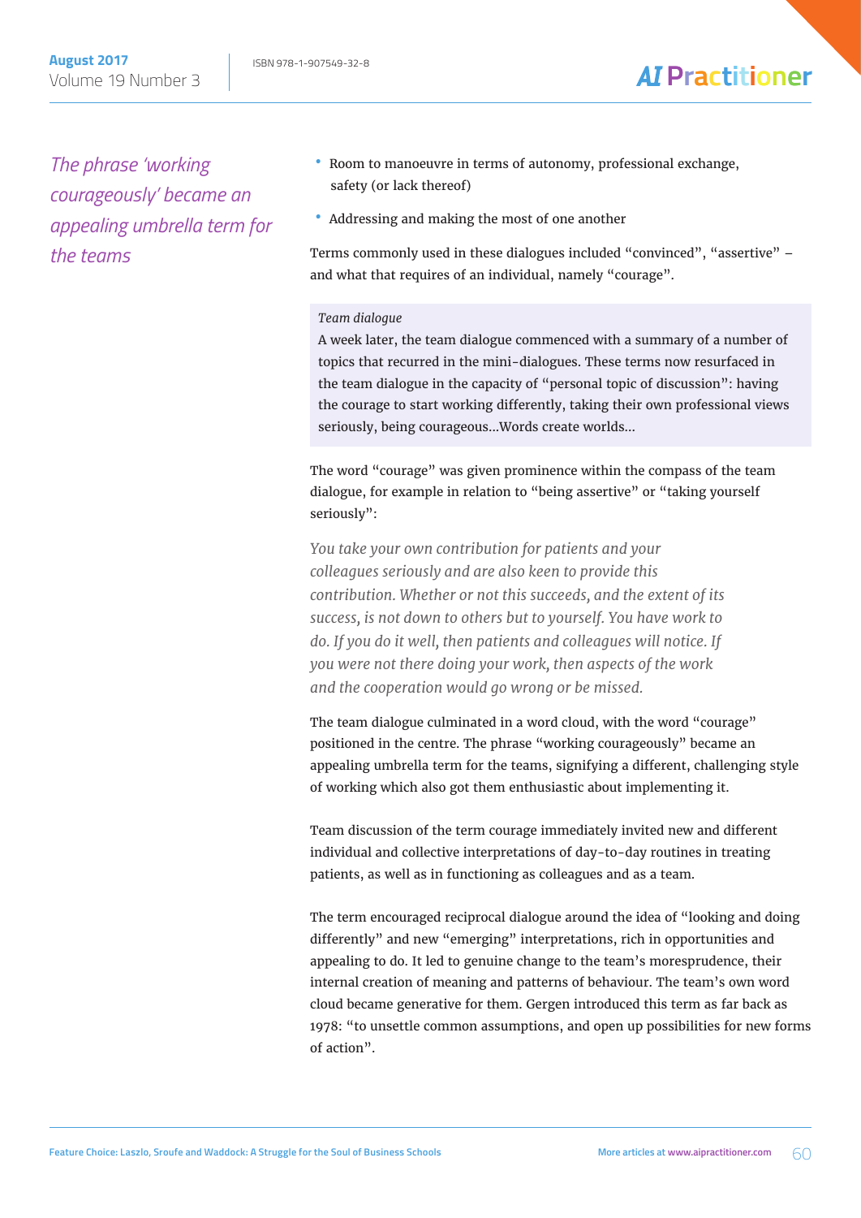*The phrase 'working courageously' became an appealing umbrella term for the teams*

- Room to manoeuvre in terms of autonomy, professional exchange, safety (or lack thereof)
- Addressing and making the most of one another

Terms commonly used in these dialogues included "convinced", "assertive" – and what that requires of an individual, namely "courage".

> *Team dialogue*
> A week later, the team dialogue commenced with a summary of a number of topics that recurred in the mini-dialogues. These terms now resurfaced in the team dialogue in the capacity of "personal topic of discussion": having the courage to start working differently, taking their own professional views seriously, being courageous...Words create worlds...

The word "courage" was given prominence within the compass of the team dialogue, for example in relation to "being assertive" or "taking yourself seriously":

*You take your own contribution for patients and your colleagues seriously and are also keen to provide this contribution. Whether or not this succeeds, and the extent of its success, is not down to others but to yourself. You have work to do. If you do it well, then patients and colleagues will notice. If you were not there doing your work, then aspects of the work and the cooperation would go wrong or be missed.*

The team dialogue culminated in a word cloud, with the word "courage" positioned in the centre. The phrase "working courageously" became an appealing umbrella term for the teams, signifying a different, challenging style of working which also got them enthusiastic about implementing it.

Team discussion of the term courage immediately invited new and different individual and collective interpretations of day-to-day routines in treating patients, as well as in functioning as colleagues and as a team.

The term encouraged reciprocal dialogue around the idea of "looking and doing differently" and new "emerging" interpretations, rich in opportunities and appealing to do. It led to genuine change to the team's moresprudence, their internal creation of meaning and patterns of behaviour. The team's own word cloud became generative for them. Gergen introduced this term as far back as 1978: "to unsettle common assumptions, and open up possibilities for new forms of action".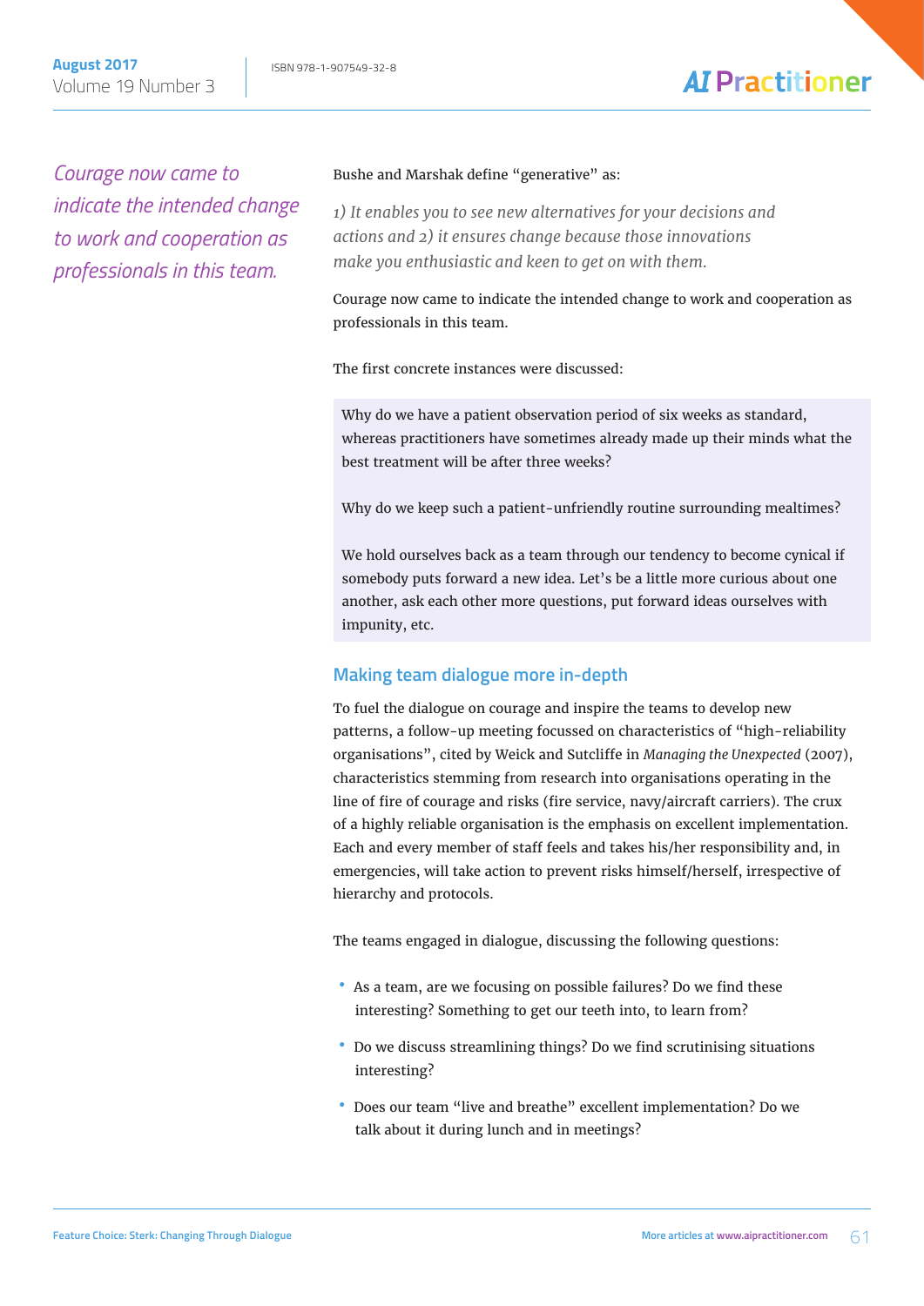*Courage now came to indicate the intended change to work and cooperation as professionals in this team.*

Bushe and Marshak define "generative" as:

*1) It enables you to see new alternatives for your decisions and actions and 2) it ensures change because those innovations make you enthusiastic and keen to get on with them.*

Courage now came to indicate the intended change to work and cooperation as professionals in this team.

The first concrete instances were discussed:

> Why do we have a patient observation period of six weeks as standard, whereas practitioners have sometimes already made up their minds what the best treatment will be after three weeks?
>
> Why do we keep such a patient-unfriendly routine surrounding mealtimes?
>
> We hold ourselves back as a team through our tendency to become cynical if somebody puts forward a new idea. Let's be a little more curious about one another, ask each other more questions, put forward ideas ourselves with impunity, etc.

## Making team dialogue more in-depth

To fuel the dialogue on courage and inspire the teams to develop new patterns, a follow-up meeting focussed on characteristics of "high-reliability organisations", cited by Weick and Sutcliffe in *Managing the Unexpected* (2007), characteristics stemming from research into organisations operating in the line of fire of courage and risks (fire service, navy/aircraft carriers). The crux of a highly reliable organisation is the emphasis on excellent implementation. Each and every member of staff feels and takes his/her responsibility and, in emergencies, will take action to prevent risks himself/herself, irrespective of hierarchy and protocols.

The teams engaged in dialogue, discussing the following questions:

- As a team, are we focusing on possible failures? Do we find these interesting? Something to get our teeth into, to learn from?
- Do we discuss streamlining things? Do we find scrutinising situations interesting?
- Does our team "live and breathe" excellent implementation? Do we talk about it during lunch and in meetings?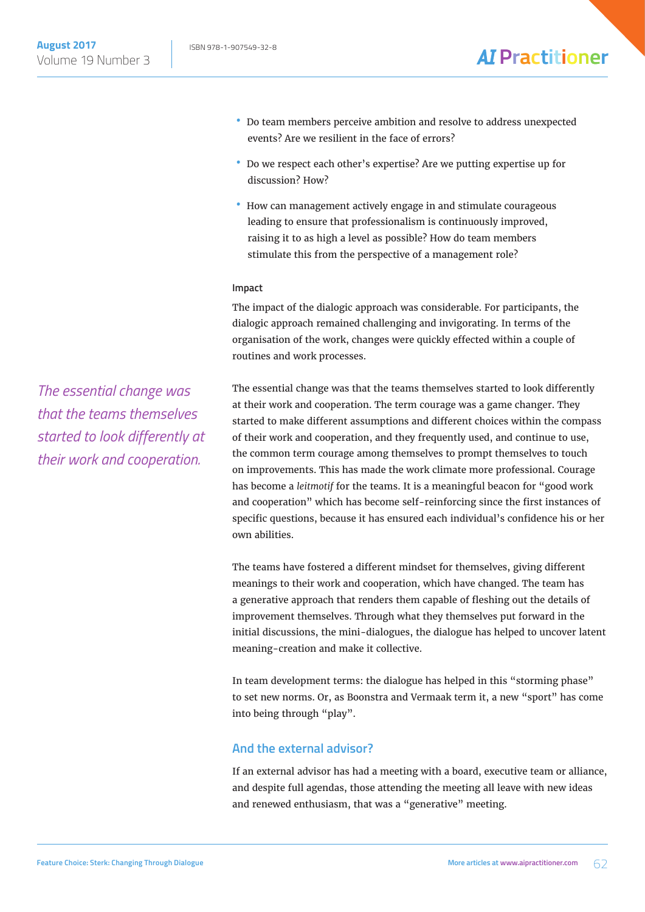- Do team members perceive ambition and resolve to address unexpected events? Are we resilient in the face of errors?
- Do we respect each other's expertise? Are we putting expertise up for discussion? How?
- How can management actively engage in and stimulate courageous leading to ensure that professionalism is continuously improved, raising it to as high a level as possible? How do team members stimulate this from the perspective of a management role?

#### Impact

The impact of the dialogic approach was considerable. For participants, the dialogic approach remained challenging and invigorating. In terms of the organisation of the work, changes were quickly effected within a couple of routines and work processes.

*The essential change was that the teams themselves started to look differently at their work and cooperation.*

The essential change was that the teams themselves started to look differently at their work and cooperation. The term courage was a game changer. They started to make different assumptions and different choices within the compass of their work and cooperation, and they frequently used, and continue to use, the common term courage among themselves to prompt themselves to touch on improvements. This has made the work climate more professional. Courage has become a *leitmotif* for the teams. It is a meaningful beacon for "good work and cooperation" which has become self-reinforcing since the first instances of specific questions, because it has ensured each individual's confidence his or her own abilities.

The teams have fostered a different mindset for themselves, giving different meanings to their work and cooperation, which have changed. The team has a generative approach that renders them capable of fleshing out the details of improvement themselves. Through what they themselves put forward in the initial discussions, the mini-dialogues, the dialogue has helped to uncover latent meaning-creation and make it collective.

In team development terms: the dialogue has helped in this "storming phase" to set new norms. Or, as Boonstra and Vermaak term it, a new "sport" has come into being through "play".

### And the external advisor?

If an external advisor has had a meeting with a board, executive team or alliance, and despite full agendas, those attending the meeting all leave with new ideas and renewed enthusiasm, that was a "generative" meeting.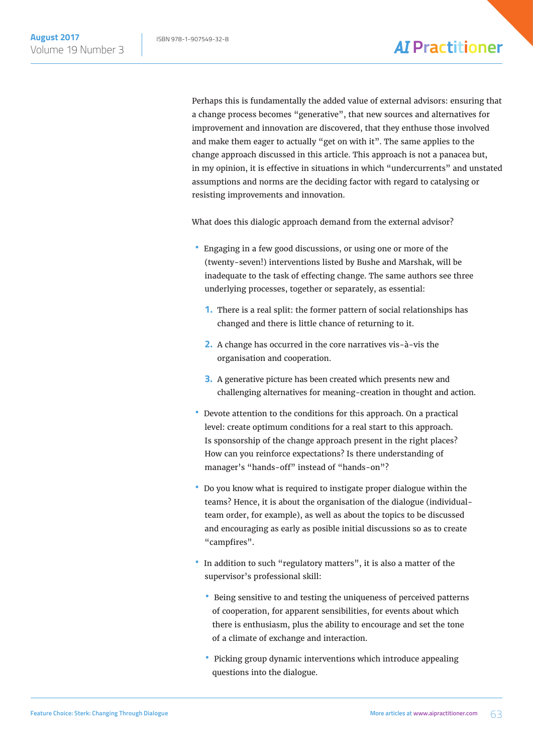Perhaps this is fundamentally the added value of external advisors: ensuring that a change process becomes "generative", that new sources and alternatives for improvement and innovation are discovered, that they enthuse those involved and make them eager to actually "get on with it". The same applies to the change approach discussed in this article. This approach is not a panacea but, in my opinion, it is effective in situations in which "undercurrents" and unstated assumptions and norms are the deciding factor with regard to catalysing or resisting improvements and innovation.

What does this dialogic approach demand from the external advisor?

- Engaging in a few good discussions, or using one or more of the (twenty-seven!) interventions listed by Bushe and Marshak, will be inadequate to the task of effecting change. The same authors see three underlying processes, together or separately, as essential:
  1. There is a real split: the former pattern of social relationships has changed and there is little chance of returning to it.
  2. A change has occurred in the core narratives vis-à-vis the organisation and cooperation.
  3. A generative picture has been created which presents new and challenging alternatives for meaning-creation in thought and action.
- Devote attention to the conditions for this approach. On a practical level: create optimum conditions for a real start to this approach. Is sponsorship of the change approach present in the right places? How can you reinforce expectations? Is there understanding of manager's "hands-off" instead of "hands-on"?
- Do you know what is required to instigate proper dialogue within the teams? Hence, it is about the organisation of the dialogue (individual-team order, for example), as well as about the topics to be discussed and encouraging as early as posible initial discussions so as to create "campfires".
- In addition to such "regulatory matters", it is also a matter of the supervisor's professional skill:
  - Being sensitive to and testing the uniqueness of perceived patterns of cooperation, for apparent sensibilities, for events about which there is enthusiasm, plus the ability to encourage and set the tone of a climate of exchange and interaction.
  - Picking group dynamic interventions which introduce appealing questions into the dialogue.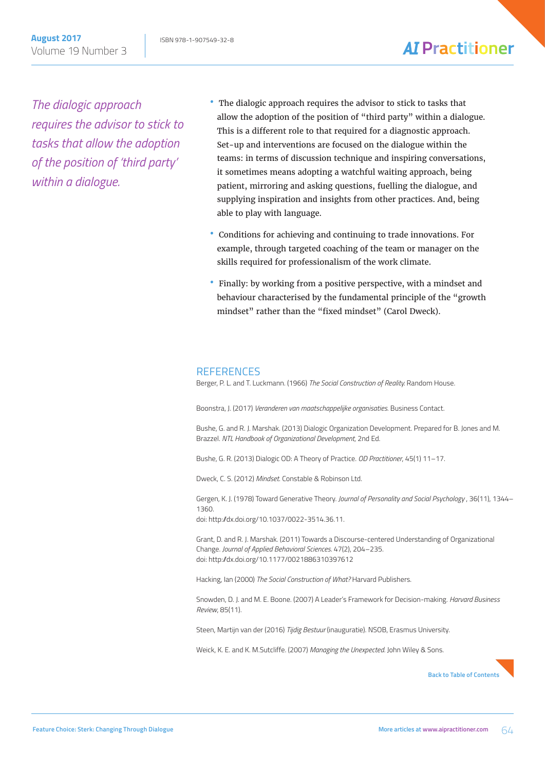*The dialogic approach requires the advisor to stick to tasks that allow the adoption of the position of 'third party' within a dialogue.*

- The dialogic approach requires the advisor to stick to tasks that allow the adoption of the position of "third party" within a dialogue. This is a different role to that required for a diagnostic approach. Set-up and interventions are focused on the dialogue within the teams: in terms of discussion technique and inspiring conversations, it sometimes means adopting a watchful waiting approach, being patient, mirroring and asking questions, fuelling the dialogue, and supplying inspiration and insights from other practices. And, being able to play with language.
- Conditions for achieving and continuing to trade innovations. For example, through targeted coaching of the team or manager on the skills required for professionalism of the work climate.
- Finally: by working from a positive perspective, with a mindset and behaviour characterised by the fundamental principle of the "growth mindset" rather than the "fixed mindset" (Carol Dweck).

## REFERENCES

Berger, P. L. and T. Luckmann. (1966) *The Social Construction of Reality.* Random House.

Boonstra, J. (2017) *Veranderen van maatschappelijke organisaties.* Business Contact.

Bushe, G. and R. J. Marshak. (2013) Dialogic Organization Development. Prepared for B. Jones and M. Brazzel. *NTL Handbook of Organizational Development,* 2nd Ed.

Bushe, G. R. (2013) Dialogic OD: A Theory of Practice. *OD Practitioner,* 45(1) 11–17.

Dweck, C. S. (2012) *Mindset.* Constable & Robinson Ltd.

Gergen, K. J. (1978) Toward Generative Theory. *Journal of Personality and Social Psychology* , 36(11), 1344–1360.
doi: http://dx.doi.org/10.1037/0022-3514.36.11.

Grant, D. and R. J. Marshak. (2011) Towards a Discourse-centered Understanding of Organizational Change. *Journal of Applied Behavioral Sciences.* 47(2), 204–235.
doi: http://dx.doi.org/10.1177/0021886310397612

Hacking, Ian (2000) *The Social Construction of What?* Harvard Publishers.

Snowden, D. J. and M. E. Boone. (2007) A Leader's Framework for Decision-making. *Harvard Business Review,* 85(11).

Steen, Martijn van der (2016) *Tijdig Bestuur* (inauguratie). NSOB, Erasmus University.

Weick, K. E. and K. M.Sutcliffe. (2007) *Managing the Unexpected.* John Wiley & Sons.

Back to Table of Contents